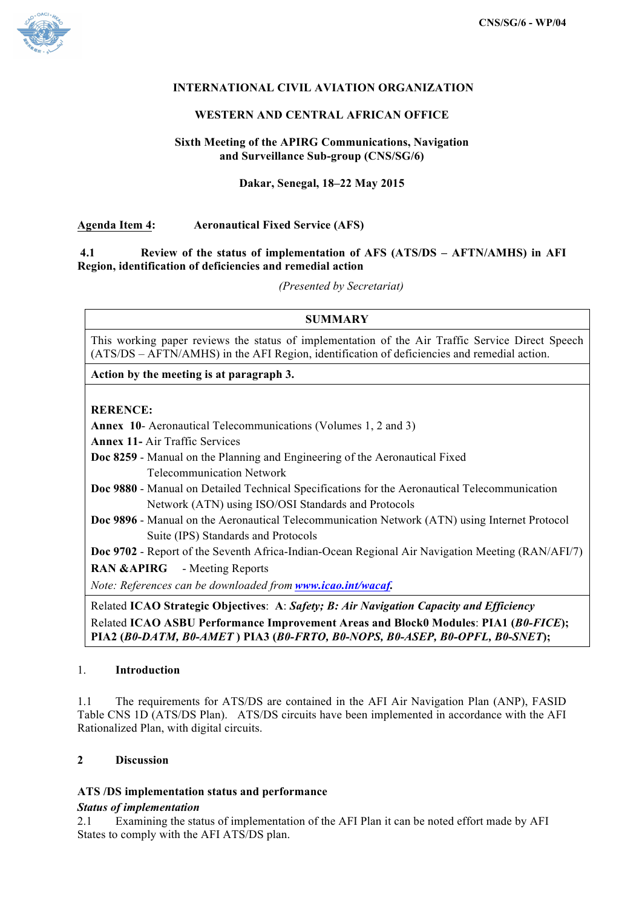CNS/SG/6 - WP/04

**INTERNATIONAL CIVIL AVIATION ORGANIZATION**

**WESTERN AND CENTRAL AFRICAN OFFICE**

**Sixth Meeting of the APIRG Communications, Navigation and Surveillance Sub-group (CNS/SG/6)**

**Dakar, Senegal, 18–22 May 2015**

**Agenda Item 4:** **Aeronautical Fixed Service (AFS)**

**4.1 Review of the status of implementation of AFS (ATS/DS – AFTN/AMHS) in AFI Region, identification of deficiencies and remedial action**

*(Presented by Secretariat)*

| **SUMMARY** |
|---|
| This working paper reviews the status of implementation of the Air Traffic Service Direct Speech (ATS/DS – AFTN/AMHS) in the AFI Region, identification of deficiencies and remedial action. |
| **Action by the meeting is at paragraph 3.** |
| **RERENCE:**<br>**Annex 10**- Aeronautical Telecommunications (Volumes 1, 2 and 3)<br>**Annex 11-** Air Traffic Services<br>**Doc 8259** - Manual on the Planning and Engineering of the Aeronautical Fixed Telecommunication Network<br>**Doc 9880** - Manual on Detailed Technical Specifications for the Aeronautical Telecommunication Network (ATN) using ISO/OSI Standards and Protocols<br>**Doc 9896** - Manual on the Aeronautical Telecommunication Network (ATN) using Internet Protocol Suite (IPS) Standards and Protocols<br>**Doc 9702** - Report of the Seventh Africa-Indian-Ocean Regional Air Navigation Meeting (RAN/AFI/7)<br>**RAN &APIRG** - Meeting Reports<br>*Note: References can be downloaded from* ***www.icao.int/wacaf.*** |
| Related **ICAO Strategic Objectives**: **A**: ***Safety; B: Air Navigation Capacity and Efficiency***<br>Related **ICAO ASBU Performance Improvement Areas and Block0 Modules**: **PIA1 (*B0-FICE*); PIA2 (*B0-DATM, B0-AMET* ) PIA3 (*B0-FRTO, B0-NOPS, B0-ASEP, B0-OPFL, B0-SNET*);** |

## 1. Introduction

1.1 The requirements for ATS/DS are contained in the AFI Air Navigation Plan (ANP), FASID Table CNS 1D (ATS/DS Plan). ATS/DS circuits have been implemented in accordance with the AFI Rationalized Plan, with digital circuits.

## 2 Discussion

### ATS /DS implementation status and performance

***Status of implementation***

2.1 Examining the status of implementation of the AFI Plan it can be noted effort made by AFI States to comply with the AFI ATS/DS plan.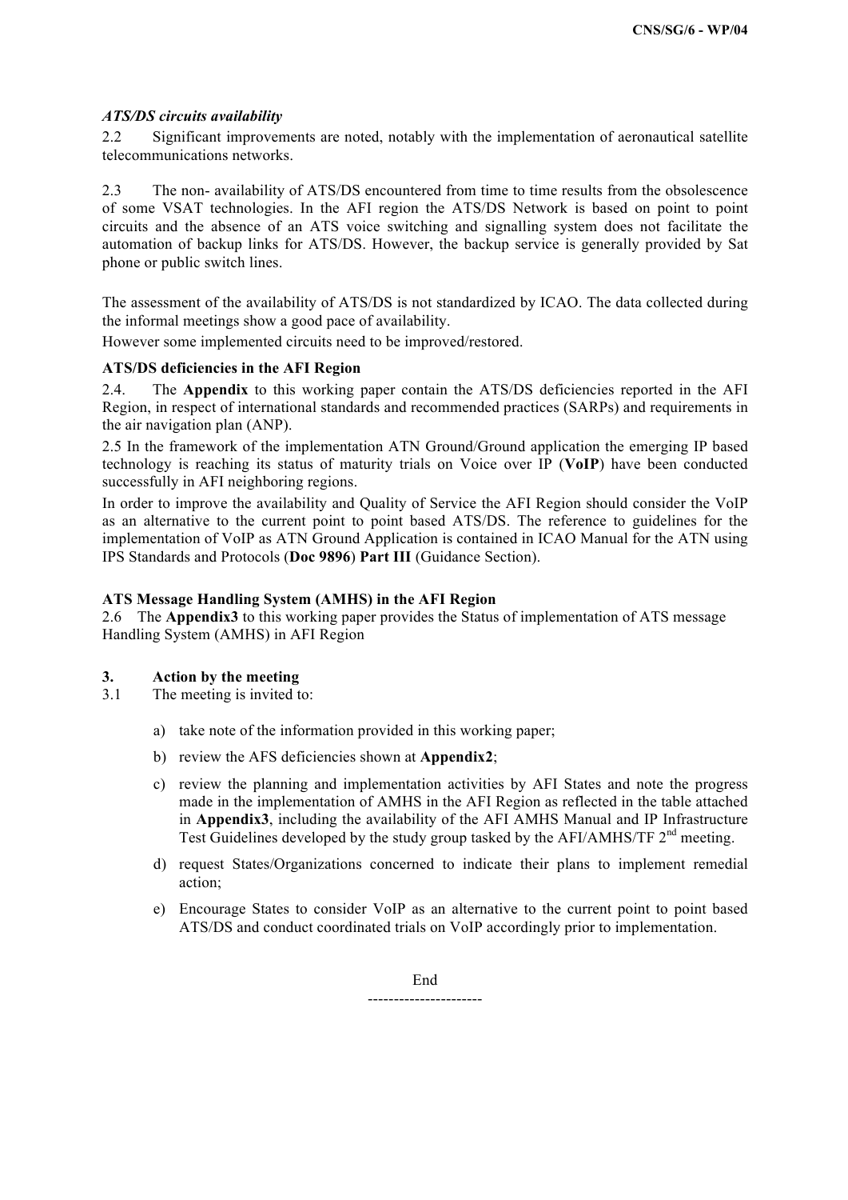*ATS/DS circuits availability*

2.2 Significant improvements are noted, notably with the implementation of aeronautical satellite telecommunications networks.

2.3 The non- availability of ATS/DS encountered from time to time results from the obsolescence of some VSAT technologies. In the AFI region the ATS/DS Network is based on point to point circuits and the absence of an ATS voice switching and signalling system does not facilitate the automation of backup links for ATS/DS. However, the backup service is generally provided by Sat phone or public switch lines.

The assessment of the availability of ATS/DS is not standardized by ICAO. The data collected during the informal meetings show a good pace of availability.

However some implemented circuits need to be improved/restored.

**ATS/DS deficiencies in the AFI Region**

2.4. The **Appendix** to this working paper contain the ATS/DS deficiencies reported in the AFI Region, in respect of international standards and recommended practices (SARPs) and requirements in the air navigation plan (ANP).

2.5 In the framework of the implementation ATN Ground/Ground application the emerging IP based technology is reaching its status of maturity trials on Voice over IP (**VoIP**) have been conducted successfully in AFI neighboring regions.

In order to improve the availability and Quality of Service the AFI Region should consider the VoIP as an alternative to the current point to point based ATS/DS. The reference to guidelines for the implementation of VoIP as ATN Ground Application is contained in ICAO Manual for the ATN using IPS Standards and Protocols (**Doc 9896**) **Part III** (Guidance Section).

**ATS Message Handling System (AMHS) in the AFI Region**

2.6 The **Appendix3** to this working paper provides the Status of implementation of ATS message Handling System (AMHS) in AFI Region

## 3. Action by the meeting

3.1 The meeting is invited to:

a) take note of the information provided in this working paper;

b) review the AFS deficiencies shown at **Appendix2**;

c) review the planning and implementation activities by AFI States and note the progress made in the implementation of AMHS in the AFI Region as reflected in the table attached in **Appendix3**, including the availability of the AFI AMHS Manual and IP Infrastructure Test Guidelines developed by the study group tasked by the AFI/AMHS/TF 2nd meeting.

d) request States/Organizations concerned to indicate their plans to implement remedial action;

e) Encourage States to consider VoIP as an alternative to the current point to point based ATS/DS and conduct coordinated trials on VoIP accordingly prior to implementation.

End

----------------------